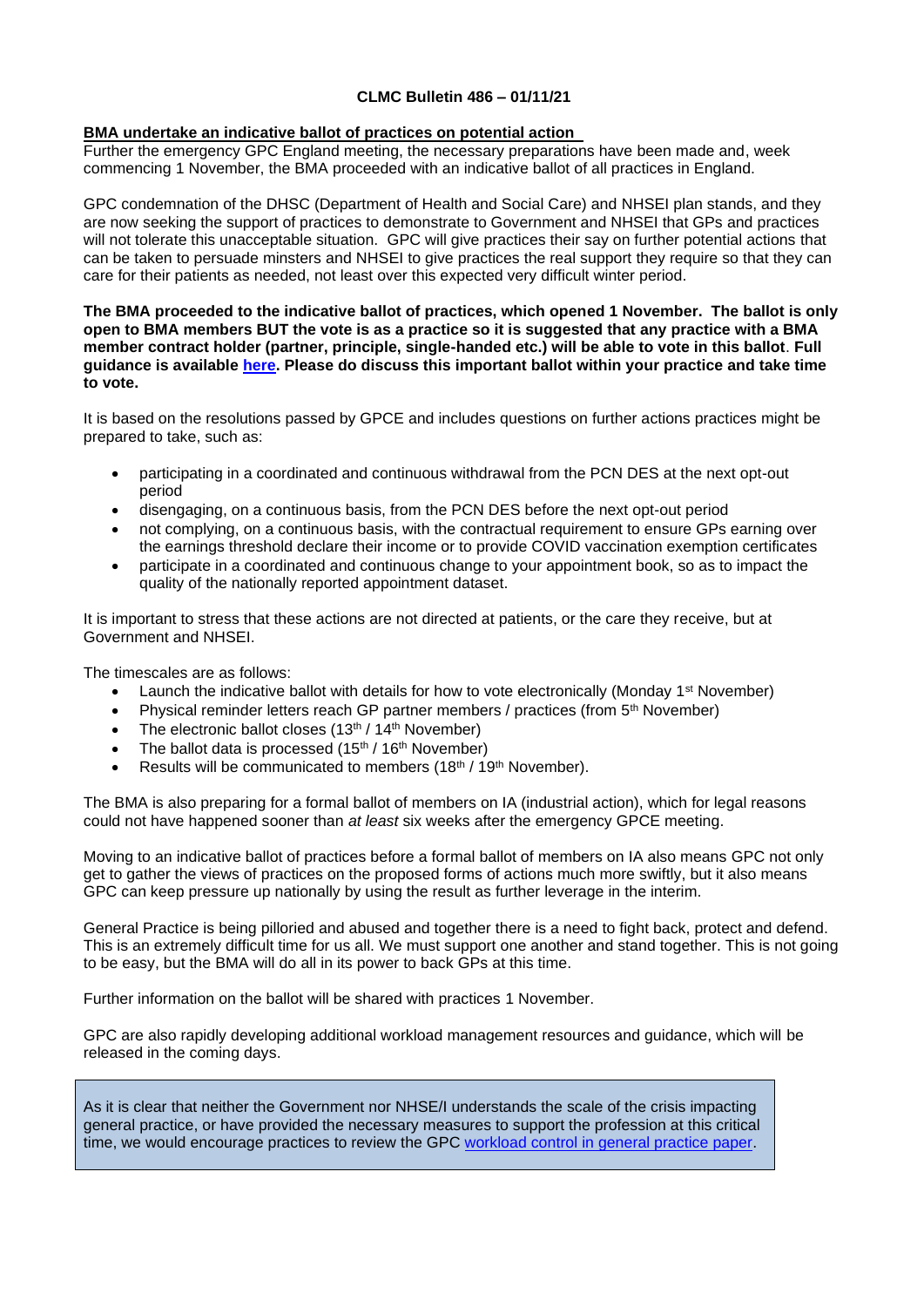**CLMC Bulletin 486 – 01/11/21**

## BMA undertake an indicative ballot of practices on potential action

Further the emergency GPC England meeting, the necessary preparations have been made and, week commencing 1 November, the BMA proceeded with an indicative ballot of all practices in England.

GPC condemnation of the DHSC (Department of Health and Social Care) and NHSEI plan stands, and they are now seeking the support of practices to demonstrate to Government and NHSEI that GPs and practices will not tolerate this unacceptable situation. GPC will give practices their say on further potential actions that can be taken to persuade minsters and NHSEI to give practices the real support they require so that they can care for their patients as needed, not least over this expected very difficult winter period.

**The BMA proceeded to the indicative ballot of practices, which opened 1 November. The ballot is only open to BMA members BUT the vote is as a practice so it is suggested that any practice with a BMA member contract holder (partner, principle, single-handed etc.) will be able to vote in this ballot. Full guidance is available [here](). Please do discuss this important ballot within your practice and take time to vote.**

It is based on the resolutions passed by GPCE and includes questions on further actions practices might be prepared to take, such as:

- participating in a coordinated and continuous withdrawal from the PCN DES at the next opt-out period
- disengaging, on a continuous basis, from the PCN DES before the next opt-out period
- not complying, on a continuous basis, with the contractual requirement to ensure GPs earning over the earnings threshold declare their income or to provide COVID vaccination exemption certificates
- participate in a coordinated and continuous change to your appointment book, so as to impact the quality of the nationally reported appointment dataset.

It is important to stress that these actions are not directed at patients, or the care they receive, but at Government and NHSEI.

The timescales are as follows:

- Launch the indicative ballot with details for how to vote electronically (Monday 1st November)
- Physical reminder letters reach GP partner members / practices (from 5th November)
- The electronic ballot closes (13th / 14th November)
- The ballot data is processed (15th / 16th November)
- Results will be communicated to members (18th / 19th November).

The BMA is also preparing for a formal ballot of members on IA (industrial action), which for legal reasons could not have happened sooner than *at least* six weeks after the emergency GPCE meeting.

Moving to an indicative ballot of practices before a formal ballot of members on IA also means GPC not only get to gather the views of practices on the proposed forms of actions much more swiftly, but it also means GPC can keep pressure up nationally by using the result as further leverage in the interim.

General Practice is being pilloried and abused and together there is a need to fight back, protect and defend. This is an extremely difficult time for us all. We must support one another and stand together. This is not going to be easy, but the BMA will do all in its power to back GPs at this time.

Further information on the ballot will be shared with practices 1 November.

GPC are also rapidly developing additional workload management resources and guidance, which will be released in the coming days.

> As it is clear that neither the Government nor NHSE/I understands the scale of the crisis impacting general practice, or have provided the necessary measures to support the profession at this critical time, we would encourage practices to review the GPC [workload control in general practice paper]().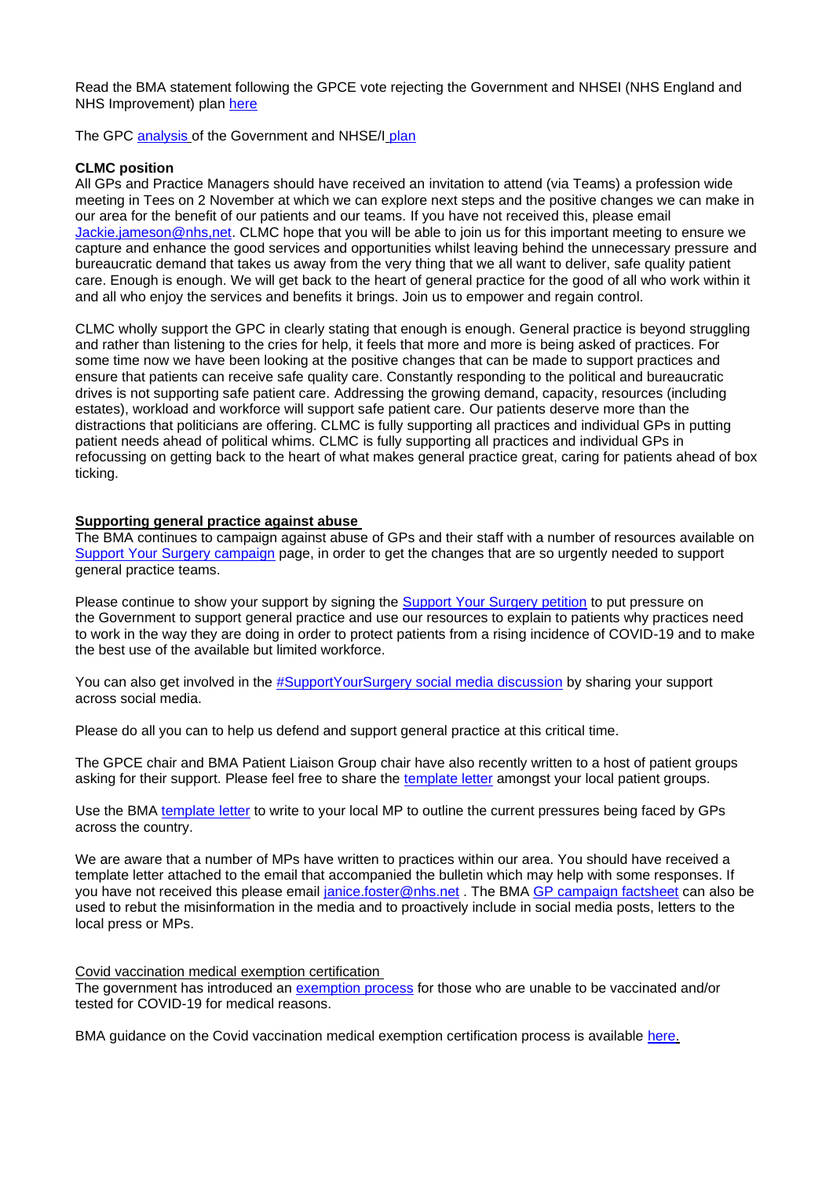Read the BMA statement following the GPCE vote rejecting the Government and NHSEI (NHS England and NHS Improvement) plan here

The GPC analysis of the Government and NHSE/I plan

**CLMC position**

All GPs and Practice Managers should have received an invitation to attend (via Teams) a profession wide meeting in Tees on 2 November at which we can explore next steps and the positive changes we can make in our area for the benefit of our patients and our teams. If you have not received this, please email Jackie.jameson@nhs,net. CLMC hope that you will be able to join us for this important meeting to ensure we capture and enhance the good services and opportunities whilst leaving behind the unnecessary pressure and bureaucratic demand that takes us away from the very thing that we all want to deliver, safe quality patient care. Enough is enough. We will get back to the heart of general practice for the good of all who work within it and all who enjoy the services and benefits it brings. Join us to empower and regain control.

CLMC wholly support the GPC in clearly stating that enough is enough. General practice is beyond struggling and rather than listening to the cries for help, it feels that more and more is being asked of practices. For some time now we have been looking at the positive changes that can be made to support practices and ensure that patients can receive safe quality care. Constantly responding to the political and bureaucratic drives is not supporting safe patient care. Addressing the growing demand, capacity, resources (including estates), workload and workforce will support safe patient care. Our patients deserve more than the distractions that politicians are offering. CLMC is fully supporting all practices and individual GPs in putting patient needs ahead of political whims. CLMC is fully supporting all practices and individual GPs in refocussing on getting back to the heart of what makes general practice great, caring for patients ahead of box ticking.

**Supporting general practice against abuse**

The BMA continues to campaign against abuse of GPs and their staff with a number of resources available on Support Your Surgery campaign page, in order to get the changes that are so urgently needed to support general practice teams.

Please continue to show your support by signing the Support Your Surgery petition to put pressure on the Government to support general practice and use our resources to explain to patients why practices need to work in the way they are doing in order to protect patients from a rising incidence of COVID-19 and to make the best use of the available but limited workforce.

You can also get involved in the #SupportYourSurgery social media discussion by sharing your support across social media.

Please do all you can to help us defend and support general practice at this critical time.

The GPCE chair and BMA Patient Liaison Group chair have also recently written to a host of patient groups asking for their support. Please feel free to share the template letter amongst your local patient groups.

Use the BMA template letter to write to your local MP to outline the current pressures being faced by GPs across the country.

We are aware that a number of MPs have written to practices within our area. You should have received a template letter attached to the email that accompanied the bulletin which may help with some responses. If you have not received this please email janice.foster@nhs.net . The BMA GP campaign factsheet can also be used to rebut the misinformation in the media and to proactively include in social media posts, letters to the local press or MPs.

Covid vaccination medical exemption certification

The government has introduced an exemption process for those who are unable to be vaccinated and/or tested for COVID-19 for medical reasons.

BMA guidance on the Covid vaccination medical exemption certification process is available here.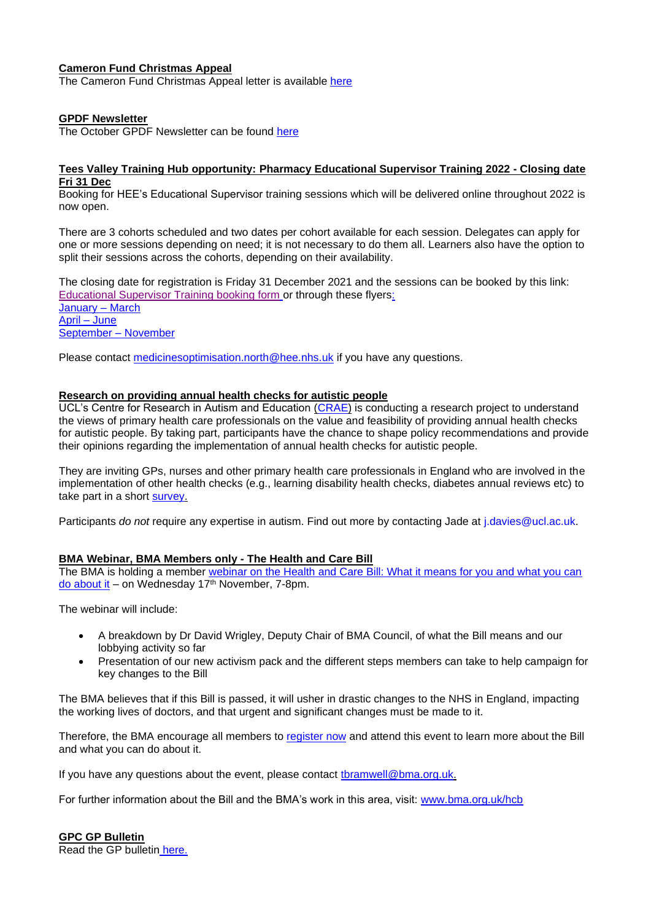**Cameron Fund Christmas Appeal**

The Cameron Fund Christmas Appeal letter is available here

**GPDF Newsletter**

The October GPDF Newsletter can be found here

**Tees Valley Training Hub opportunity: Pharmacy Educational Supervisor Training 2022 - Closing date Fri 31 Dec**

Booking for HEE's Educational Supervisor training sessions which will be delivered online throughout 2022 is now open.

There are 3 cohorts scheduled and two dates per cohort available for each session. Delegates can apply for one or more sessions depending on need; it is not necessary to do them all. Learners also have the option to split their sessions across the cohorts, depending on their availability.

The closing date for registration is Friday 31 December 2021 and the sessions can be booked by this link: Educational Supervisor Training booking form or through these flyers:

January – March

April – June

September – November

Please contact medicinesoptimisation.north@hee.nhs.uk if you have any questions.

**Research on providing annual health checks for autistic people**

UCL's Centre for Research in Autism and Education (CRAE) is conducting a research project to understand the views of primary health care professionals on the value and feasibility of providing annual health checks for autistic people. By taking part, participants have the chance to shape policy recommendations and provide their opinions regarding the implementation of annual health checks for autistic people.

They are inviting GPs, nurses and other primary health care professionals in England who are involved in the implementation of other health checks (e.g., learning disability health checks, diabetes annual reviews etc) to take part in a short survey.

Participants *do not* require any expertise in autism. Find out more by contacting Jade at j.davies@ucl.ac.uk.

**BMA Webinar, BMA Members only - The Health and Care Bill**

The BMA is holding a member webinar on the Health and Care Bill: What it means for you and what you can do about it – on Wednesday 17th November, 7-8pm.

The webinar will include:

- A breakdown by Dr David Wrigley, Deputy Chair of BMA Council, of what the Bill means and our lobbying activity so far
- Presentation of our new activism pack and the different steps members can take to help campaign for key changes to the Bill

The BMA believes that if this Bill is passed, it will usher in drastic changes to the NHS in England, impacting the working lives of doctors, and that urgent and significant changes must be made to it.

Therefore, the BMA encourage all members to register now and attend this event to learn more about the Bill and what you can do about it.

If you have any questions about the event, please contact tbramwell@bma.org.uk.

For further information about the Bill and the BMA's work in this area, visit: www.bma.org.uk/hcb

**GPC GP Bulletin**

Read the GP bulletin here.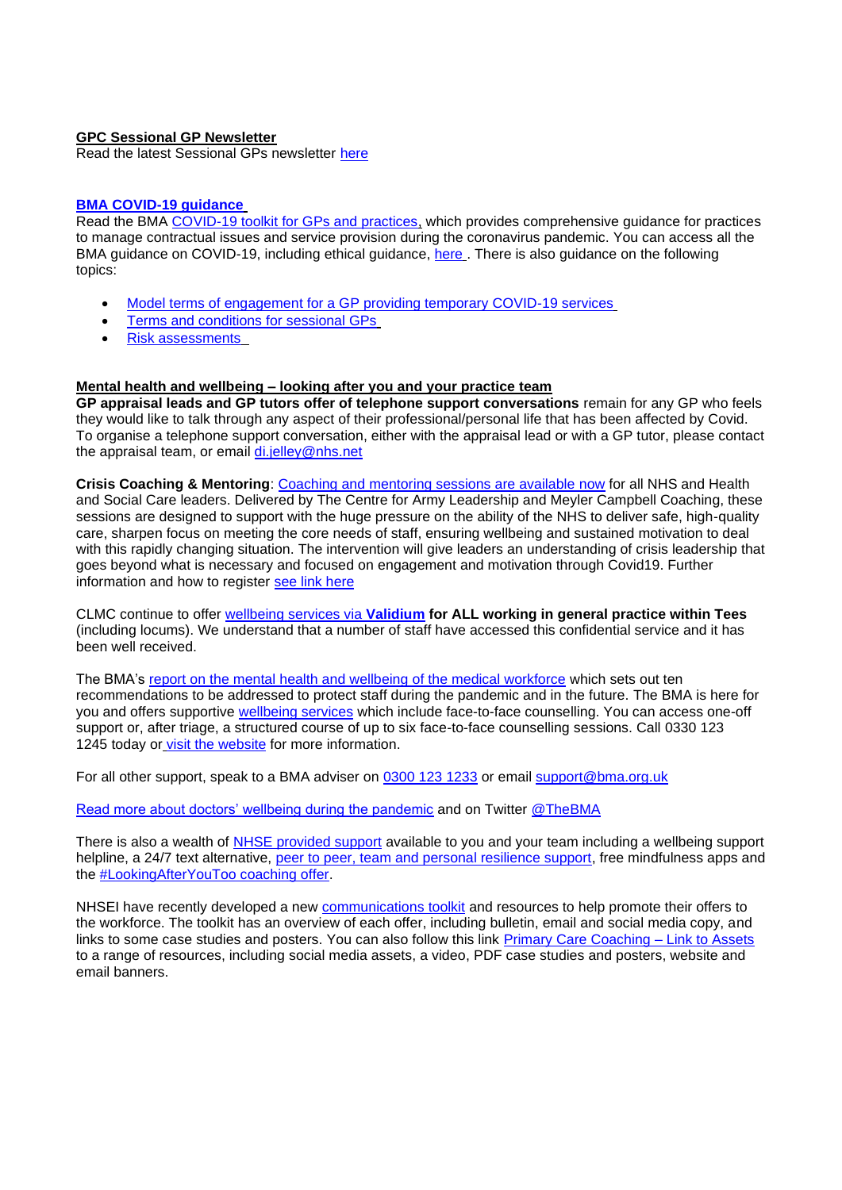**GPC Sessional GP Newsletter**

Read the latest Sessional GPs newsletter here

**BMA COVID-19 guidance**

Read the BMA COVID-19 toolkit for GPs and practices, which provides comprehensive guidance for practices to manage contractual issues and service provision during the coronavirus pandemic. You can access all the BMA guidance on COVID-19, including ethical guidance, here . There is also guidance on the following topics:

- Model terms of engagement for a GP providing temporary COVID-19 services
- Terms and conditions for sessional GPs
- Risk assessments

**Mental health and wellbeing – looking after you and your practice team**

**GP appraisal leads and GP tutors offer of telephone support conversations** remain for any GP who feels they would like to talk through any aspect of their professional/personal life that has been affected by Covid. To organise a telephone support conversation, either with the appraisal lead or with a GP tutor, please contact the appraisal team, or email di.jelley@nhs.net

**Crisis Coaching & Mentoring**: Coaching and mentoring sessions are available now for all NHS and Health and Social Care leaders. Delivered by The Centre for Army Leadership and Meyler Campbell Coaching, these sessions are designed to support with the huge pressure on the ability of the NHS to deliver safe, high-quality care, sharpen focus on meeting the core needs of staff, ensuring wellbeing and sustained motivation to deal with this rapidly changing situation. The intervention will give leaders an understanding of crisis leadership that goes beyond what is necessary and focused on engagement and motivation through Covid19. Further information and how to register see link here

CLMC continue to offer wellbeing services via **Validium** **for ALL working in general practice within Tees** (including locums). We understand that a number of staff have accessed this confidential service and it has been well received.

The BMA's report on the mental health and wellbeing of the medical workforce which sets out ten recommendations to be addressed to protect staff during the pandemic and in the future. The BMA is here for you and offers supportive wellbeing services which include face-to-face counselling. You can access one-off support or, after triage, a structured course of up to six face-to-face counselling sessions. Call 0330 123 1245 today or visit the website for more information.

For all other support, speak to a BMA adviser on 0300 123 1233 or email support@bma.org.uk

Read more about doctors' wellbeing during the pandemic and on Twitter @TheBMA

There is also a wealth of NHSE provided support available to you and your team including a wellbeing support helpline, a 24/7 text alternative, peer to peer, team and personal resilience support, free mindfulness apps and the #LookingAfterYouToo coaching offer.

NHSEI have recently developed a new communications toolkit and resources to help promote their offers to the workforce. The toolkit has an overview of each offer, including bulletin, email and social media copy, and links to some case studies and posters. You can also follow this link Primary Care Coaching – Link to Assets to a range of resources, including social media assets, a video, PDF case studies and posters, website and email banners.